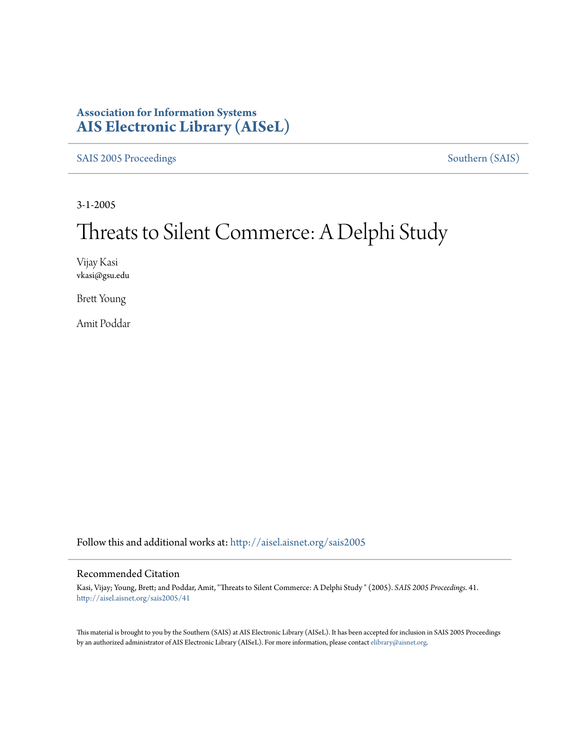**Association for Information Systems**
**AIS Electronic Library (AISeL)**

SAIS 2005 Proceedings | Southern (SAIS)

3-1-2005

# Threats to Silent Commerce: A Delphi Study

Vijay Kasi
vkasi@gsu.edu

Brett Young

Amit Poddar

Follow this and additional works at: http://aisel.aisnet.org/sais2005

## Recommended Citation

Kasi, Vijay; Young, Brett; and Poddar, Amit, "Threats to Silent Commerce: A Delphi Study " (2005). *SAIS 2005 Proceedings*. 41.
http://aisel.aisnet.org/sais2005/41

This material is brought to you by the Southern (SAIS) at AIS Electronic Library (AISeL). It has been accepted for inclusion in SAIS 2005 Proceedings by an authorized administrator of AIS Electronic Library (AISeL). For more information, please contact elibrary@aisnet.org.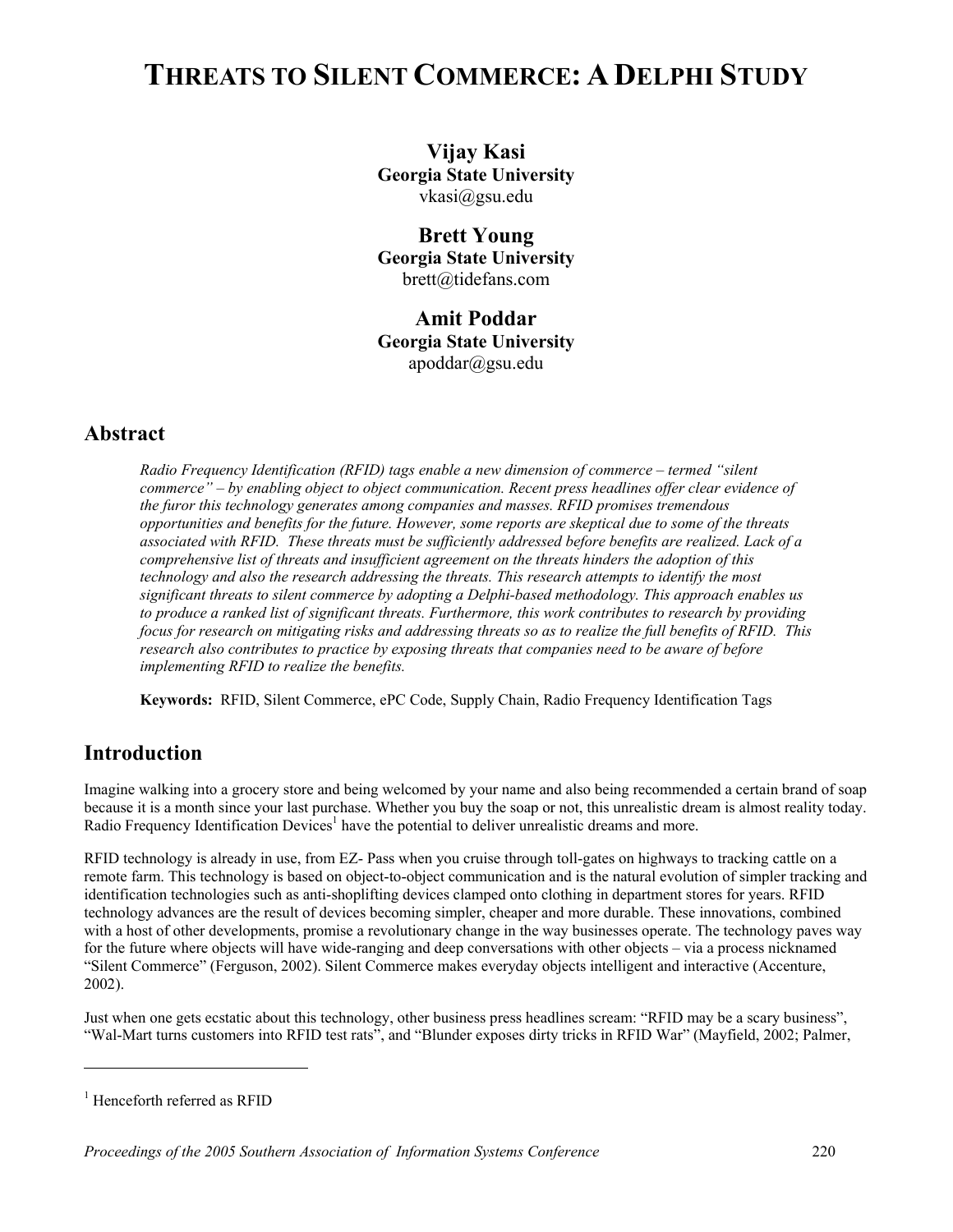# THREATS TO SILENT COMMERCE: A DELPHI STUDY

**Vijay Kasi**
**Georgia State University**
vkasi@gsu.edu

**Brett Young**
**Georgia State University**
brett@tidefans.com

**Amit Poddar**
**Georgia State University**
apoddar@gsu.edu

## Abstract

*Radio Frequency Identification (RFID) tags enable a new dimension of commerce – termed "silent commerce" – by enabling object to object communication. Recent press headlines offer clear evidence of the furor this technology generates among companies and masses. RFID promises tremendous opportunities and benefits for the future. However, some reports are skeptical due to some of the threats associated with RFID. These threats must be sufficiently addressed before benefits are realized. Lack of a comprehensive list of threats and insufficient agreement on the threats hinders the adoption of this technology and also the research addressing the threats. This research attempts to identify the most significant threats to silent commerce by adopting a Delphi-based methodology. This approach enables us to produce a ranked list of significant threats. Furthermore, this work contributes to research by providing focus for research on mitigating risks and addressing threats so as to realize the full benefits of RFID. This research also contributes to practice by exposing threats that companies need to be aware of before implementing RFID to realize the benefits.*

**Keywords:** RFID, Silent Commerce, ePC Code, Supply Chain, Radio Frequency Identification Tags

## Introduction

Imagine walking into a grocery store and being welcomed by your name and also being recommended a certain brand of soap because it is a month since your last purchase. Whether you buy the soap or not, this unrealistic dream is almost reality today. Radio Frequency Identification Devices[1] have the potential to deliver unrealistic dreams and more.

RFID technology is already in use, from EZ- Pass when you cruise through toll-gates on highways to tracking cattle on a remote farm. This technology is based on object-to-object communication and is the natural evolution of simpler tracking and identification technologies such as anti-shoplifting devices clamped onto clothing in department stores for years. RFID technology advances are the result of devices becoming simpler, cheaper and more durable. These innovations, combined with a host of other developments, promise a revolutionary change in the way businesses operate. The technology paves way for the future where objects will have wide-ranging and deep conversations with other objects – via a process nicknamed "Silent Commerce" (Ferguson, 2002). Silent Commerce makes everyday objects intelligent and interactive (Accenture, 2002).

Just when one gets ecstatic about this technology, other business press headlines scream: "RFID may be a scary business", "Wal-Mart turns customers into RFID test rats", and "Blunder exposes dirty tricks in RFID War" (Mayfield, 2002; Palmer,

---

[1] Henceforth referred as RFID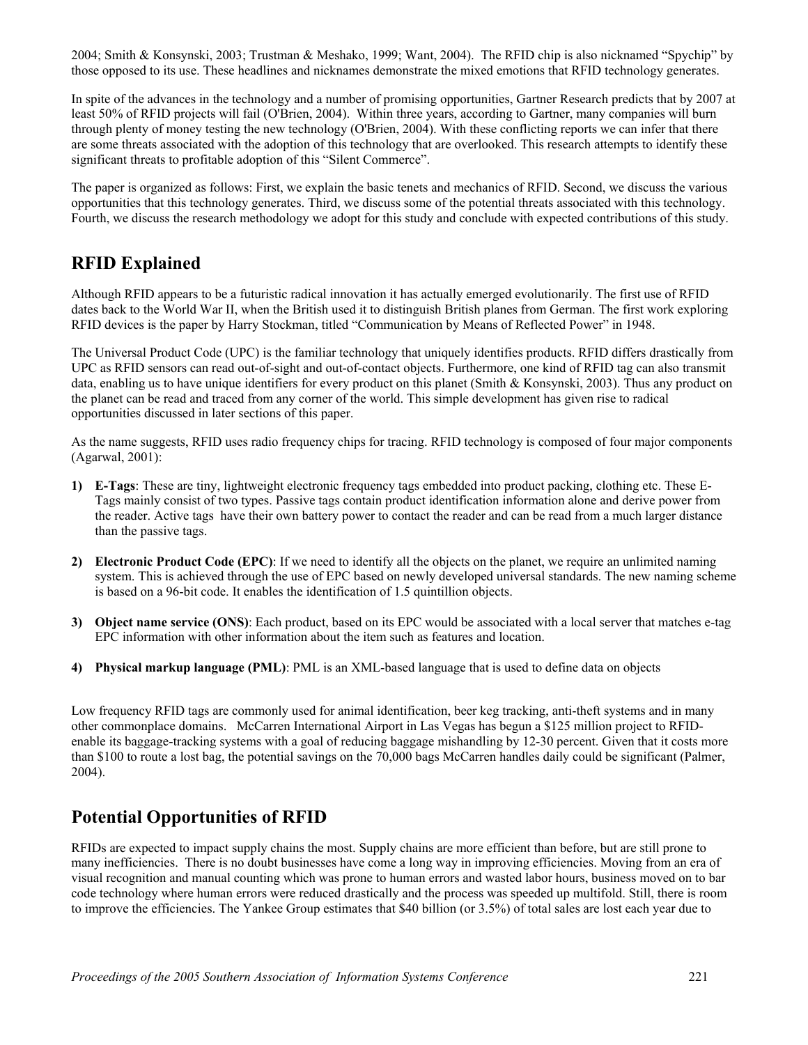2004; Smith & Konsynski, 2003; Trustman & Meshako, 1999; Want, 2004). The RFID chip is also nicknamed "Spychip" by those opposed to its use. These headlines and nicknames demonstrate the mixed emotions that RFID technology generates.

In spite of the advances in the technology and a number of promising opportunities, Gartner Research predicts that by 2007 at least 50% of RFID projects will fail (O'Brien, 2004). Within three years, according to Gartner, many companies will burn through plenty of money testing the new technology (O'Brien, 2004). With these conflicting reports we can infer that there are some threats associated with the adoption of this technology that are overlooked. This research attempts to identify these significant threats to profitable adoption of this "Silent Commerce".

The paper is organized as follows: First, we explain the basic tenets and mechanics of RFID. Second, we discuss the various opportunities that this technology generates. Third, we discuss some of the potential threats associated with this technology. Fourth, we discuss the research methodology we adopt for this study and conclude with expected contributions of this study.

## RFID Explained

Although RFID appears to be a futuristic radical innovation it has actually emerged evolutionarily. The first use of RFID dates back to the World War II, when the British used it to distinguish British planes from German. The first work exploring RFID devices is the paper by Harry Stockman, titled "Communication by Means of Reflected Power" in 1948.

The Universal Product Code (UPC) is the familiar technology that uniquely identifies products. RFID differs drastically from UPC as RFID sensors can read out-of-sight and out-of-contact objects. Furthermore, one kind of RFID tag can also transmit data, enabling us to have unique identifiers for every product on this planet (Smith & Konsynski, 2003). Thus any product on the planet can be read and traced from any corner of the world. This simple development has given rise to radical opportunities discussed in later sections of this paper.

As the name suggests, RFID uses radio frequency chips for tracing. RFID technology is composed of four major components (Agarwal, 2001):

1) **E-Tags**: These are tiny, lightweight electronic frequency tags embedded into product packing, clothing etc. These E-Tags mainly consist of two types. Passive tags contain product identification information alone and derive power from the reader. Active tags have their own battery power to contact the reader and can be read from a much larger distance than the passive tags.

2) **Electronic Product Code (EPC)**: If we need to identify all the objects on the planet, we require an unlimited naming system. This is achieved through the use of EPC based on newly developed universal standards. The new naming scheme is based on a 96-bit code. It enables the identification of 1.5 quintillion objects.

3) **Object name service (ONS)**: Each product, based on its EPC would be associated with a local server that matches e-tag EPC information with other information about the item such as features and location.

4) **Physical markup language (PML)**: PML is an XML-based language that is used to define data on objects

Low frequency RFID tags are commonly used for animal identification, beer keg tracking, anti-theft systems and in many other commonplace domains. McCarren International Airport in Las Vegas has begun a $125 million project to RFID-enable its baggage-tracking systems with a goal of reducing baggage mishandling by 12-30 percent. Given that it costs more than $100 to route a lost bag, the potential savings on the 70,000 bags McCarren handles daily could be significant (Palmer, 2004).

## Potential Opportunities of RFID

RFIDs are expected to impact supply chains the most. Supply chains are more efficient than before, but are still prone to many inefficiencies. There is no doubt businesses have come a long way in improving efficiencies. Moving from an era of visual recognition and manual counting which was prone to human errors and wasted labor hours, business moved on to bar code technology where human errors were reduced drastically and the process was speeded up multifold. Still, there is room to improve the efficiencies. The Yankee Group estimates that $40 billion (or 3.5%) of total sales are lost each year due to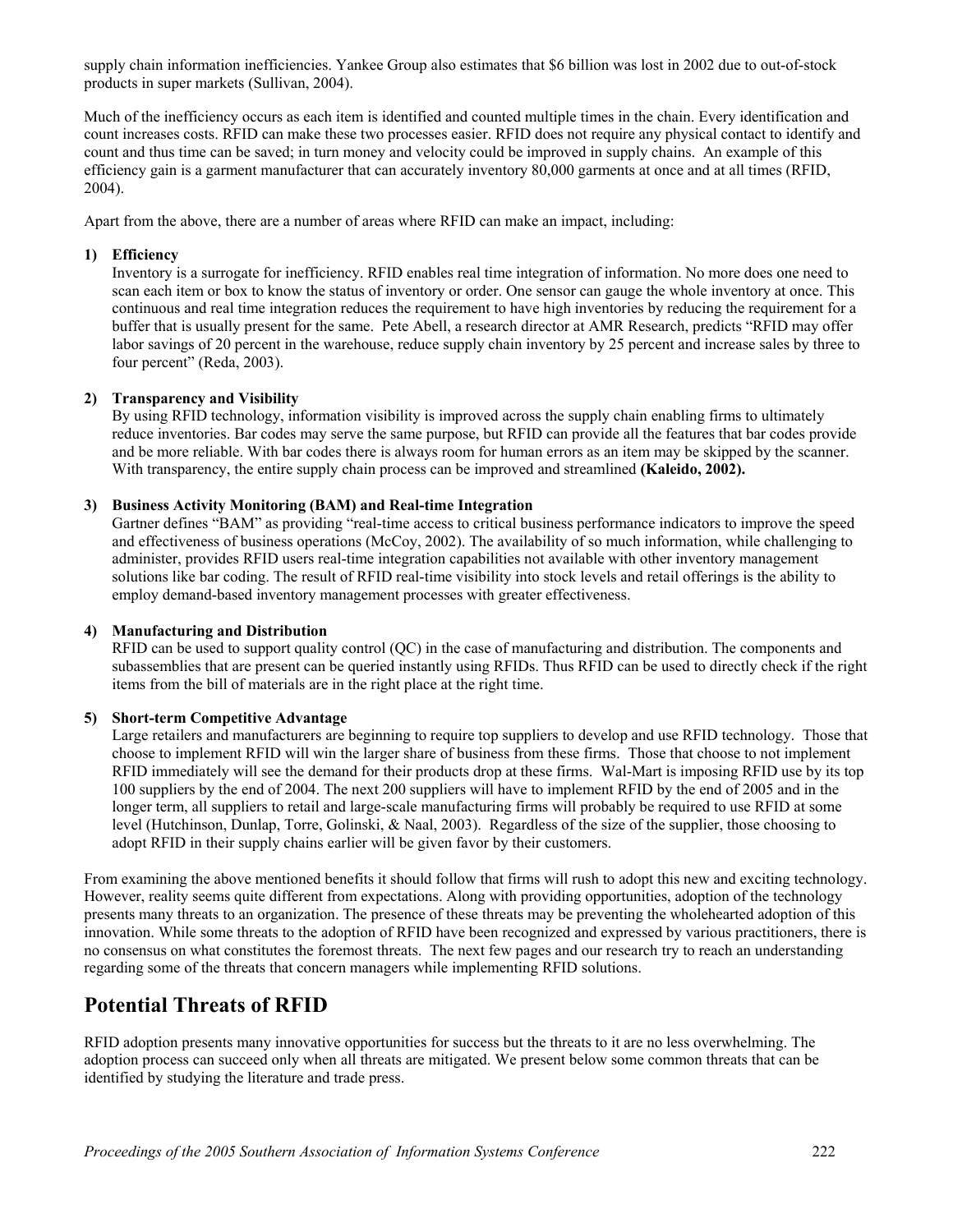supply chain information inefficiencies. Yankee Group also estimates that $6 billion was lost in 2002 due to out-of-stock products in super markets (Sullivan, 2004).

Much of the inefficiency occurs as each item is identified and counted multiple times in the chain. Every identification and count increases costs. RFID can make these two processes easier. RFID does not require any physical contact to identify and count and thus time can be saved; in turn money and velocity could be improved in supply chains. An example of this efficiency gain is a garment manufacturer that can accurately inventory 80,000 garments at once and at all times (RFID, 2004).

Apart from the above, there are a number of areas where RFID can make an impact, including:

1) **Efficiency**
   Inventory is a surrogate for inefficiency. RFID enables real time integration of information. No more does one need to scan each item or box to know the status of inventory or order. One sensor can gauge the whole inventory at once. This continuous and real time integration reduces the requirement to have high inventories by reducing the requirement for a buffer that is usually present for the same. Pete Abell, a research director at AMR Research, predicts "RFID may offer labor savings of 20 percent in the warehouse, reduce supply chain inventory by 25 percent and increase sales by three to four percent" (Reda, 2003).

2) **Transparency and Visibility**
   By using RFID technology, information visibility is improved across the supply chain enabling firms to ultimately reduce inventories. Bar codes may serve the same purpose, but RFID can provide all the features that bar codes provide and be more reliable. With bar codes there is always room for human errors as an item may be skipped by the scanner. With transparency, the entire supply chain process can be improved and streamlined **(Kaleido, 2002).**

3) **Business Activity Monitoring (BAM) and Real-time Integration**
   Gartner defines "BAM" as providing "real-time access to critical business performance indicators to improve the speed and effectiveness of business operations (McCoy, 2002). The availability of so much information, while challenging to administer, provides RFID users real-time integration capabilities not available with other inventory management solutions like bar coding. The result of RFID real-time visibility into stock levels and retail offerings is the ability to employ demand-based inventory management processes with greater effectiveness.

4) **Manufacturing and Distribution**
   RFID can be used to support quality control (QC) in the case of manufacturing and distribution. The components and subassemblies that are present can be queried instantly using RFIDs. Thus RFID can be used to directly check if the right items from the bill of materials are in the right place at the right time.

5) **Short-term Competitive Advantage**
   Large retailers and manufacturers are beginning to require top suppliers to develop and use RFID technology. Those that choose to implement RFID will win the larger share of business from these firms. Those that choose to not implement RFID immediately will see the demand for their products drop at these firms. Wal-Mart is imposing RFID use by its top 100 suppliers by the end of 2004. The next 200 suppliers will have to implement RFID by the end of 2005 and in the longer term, all suppliers to retail and large-scale manufacturing firms will probably be required to use RFID at some level (Hutchinson, Dunlap, Torre, Golinski, & Naal, 2003). Regardless of the size of the supplier, those choosing to adopt RFID in their supply chains earlier will be given favor by their customers.

From examining the above mentioned benefits it should follow that firms will rush to adopt this new and exciting technology. However, reality seems quite different from expectations. Along with providing opportunities, adoption of the technology presents many threats to an organization. The presence of these threats may be preventing the wholehearted adoption of this innovation. While some threats to the adoption of RFID have been recognized and expressed by various practitioners, there is no consensus on what constitutes the foremost threats. The next few pages and our research try to reach an understanding regarding some of the threats that concern managers while implementing RFID solutions.

## Potential Threats of RFID

RFID adoption presents many innovative opportunities for success but the threats to it are no less overwhelming. The adoption process can succeed only when all threats are mitigated. We present below some common threats that can be identified by studying the literature and trade press.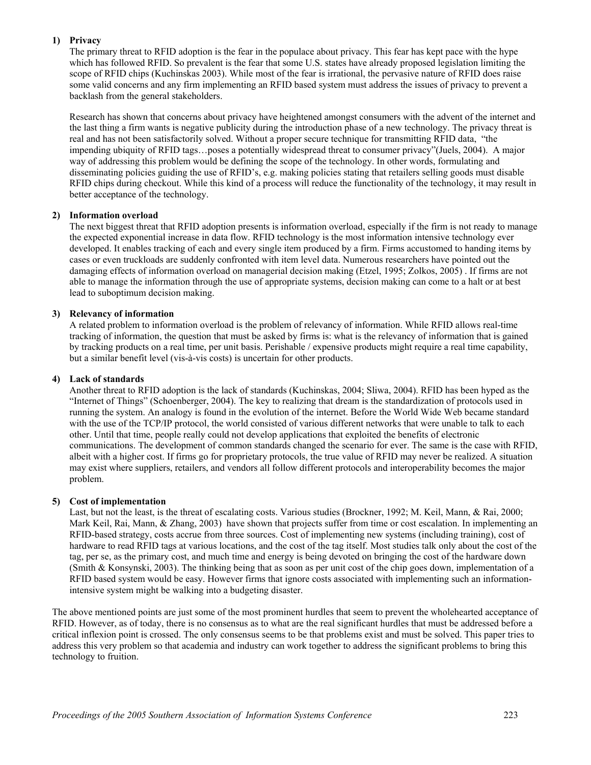1) **Privacy**

The primary threat to RFID adoption is the fear in the populace about privacy. This fear has kept pace with the hype which has followed RFID. So prevalent is the fear that some U.S. states have already proposed legislation limiting the scope of RFID chips (Kuchinskas 2003). While most of the fear is irrational, the pervasive nature of RFID does raise some valid concerns and any firm implementing an RFID based system must address the issues of privacy to prevent a backlash from the general stakeholders.

Research has shown that concerns about privacy have heightened amongst consumers with the advent of the internet and the last thing a firm wants is negative publicity during the introduction phase of a new technology. The privacy threat is real and has not been satisfactorily solved. Without a proper secure technique for transmitting RFID data, "the impending ubiquity of RFID tags…poses a potentially widespread threat to consumer privacy"(Juels, 2004). A major way of addressing this problem would be defining the scope of the technology. In other words, formulating and disseminating policies guiding the use of RFID's, e.g. making policies stating that retailers selling goods must disable RFID chips during checkout. While this kind of a process will reduce the functionality of the technology, it may result in better acceptance of the technology.

2) **Information overload**

The next biggest threat that RFID adoption presents is information overload, especially if the firm is not ready to manage the expected exponential increase in data flow. RFID technology is the most information intensive technology ever developed. It enables tracking of each and every single item produced by a firm. Firms accustomed to handing items by cases or even truckloads are suddenly confronted with item level data. Numerous researchers have pointed out the damaging effects of information overload on managerial decision making (Etzel, 1995; Zolkos, 2005) . If firms are not able to manage the information through the use of appropriate systems, decision making can come to a halt or at best lead to suboptimum decision making.

3) **Relevancy of information**

A related problem to information overload is the problem of relevancy of information. While RFID allows real-time tracking of information, the question that must be asked by firms is: what is the relevancy of information that is gained by tracking products on a real time, per unit basis. Perishable / expensive products might require a real time capability, but a similar benefit level (vis-à-vis costs) is uncertain for other products.

4) **Lack of standards**

Another threat to RFID adoption is the lack of standards (Kuchinskas, 2004; Sliwa, 2004). RFID has been hyped as the "Internet of Things" (Schoenberger, 2004). The key to realizing that dream is the standardization of protocols used in running the system. An analogy is found in the evolution of the internet. Before the World Wide Web became standard with the use of the TCP/IP protocol, the world consisted of various different networks that were unable to talk to each other. Until that time, people really could not develop applications that exploited the benefits of electronic communications. The development of common standards changed the scenario for ever. The same is the case with RFID, albeit with a higher cost. If firms go for proprietary protocols, the true value of RFID may never be realized. A situation may exist where suppliers, retailers, and vendors all follow different protocols and interoperability becomes the major problem.

5) **Cost of implementation**

Last, but not the least, is the threat of escalating costs. Various studies (Brockner, 1992; M. Keil, Mann, & Rai, 2000; Mark Keil, Rai, Mann, & Zhang, 2003) have shown that projects suffer from time or cost escalation. In implementing an RFID-based strategy, costs accrue from three sources. Cost of implementing new systems (including training), cost of hardware to read RFID tags at various locations, and the cost of the tag itself. Most studies talk only about the cost of the tag, per se, as the primary cost, and much time and energy is being devoted on bringing the cost of the hardware down (Smith & Konsynski, 2003). The thinking being that as soon as per unit cost of the chip goes down, implementation of a RFID based system would be easy. However firms that ignore costs associated with implementing such an information-intensive system might be walking into a budgeting disaster.

The above mentioned points are just some of the most prominent hurdles that seem to prevent the wholehearted acceptance of RFID. However, as of today, there is no consensus as to what are the real significant hurdles that must be addressed before a critical inflexion point is crossed. The only consensus seems to be that problems exist and must be solved. This paper tries to address this very problem so that academia and industry can work together to address the significant problems to bring this technology to fruition.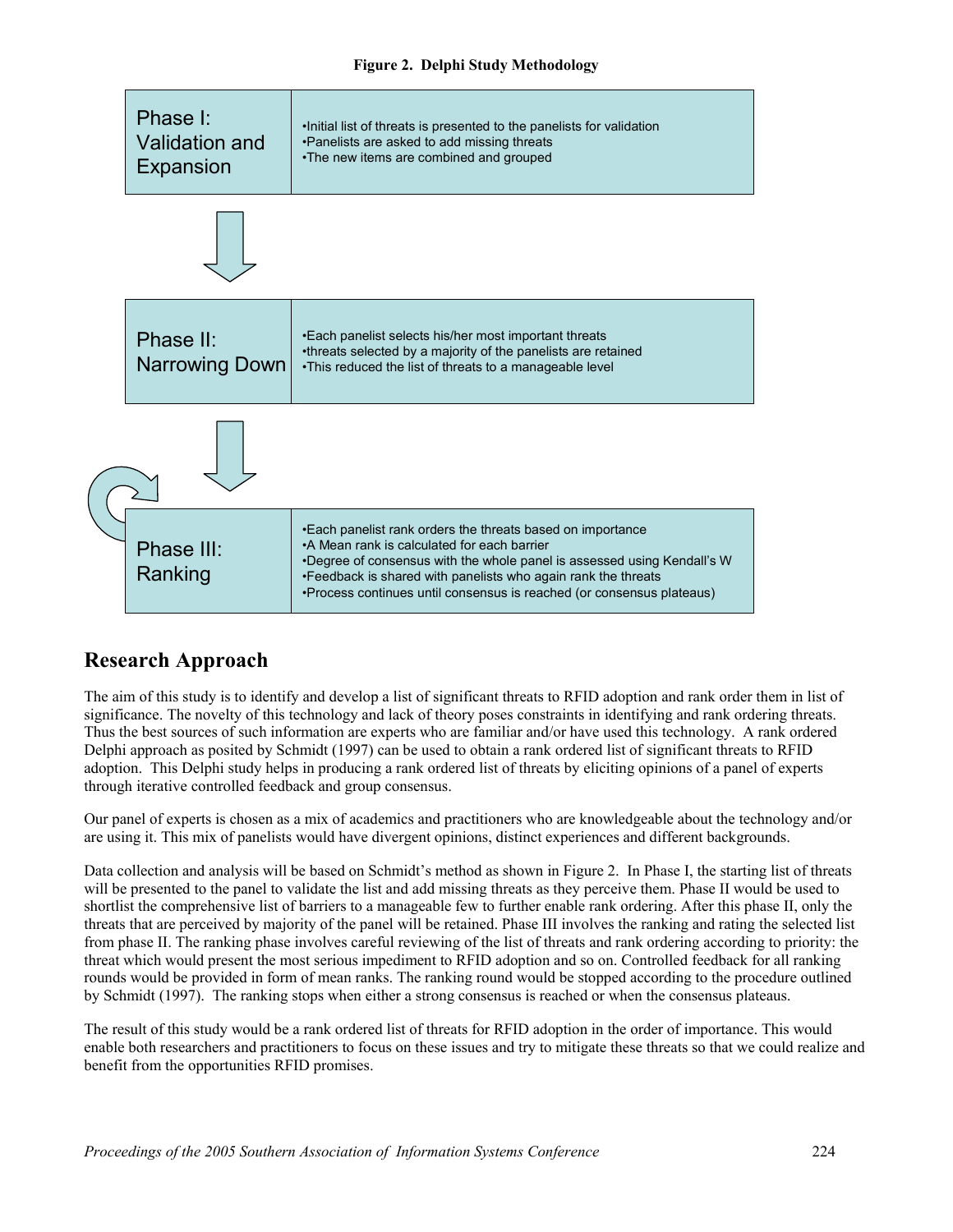**Figure 2. Delphi Study Methodology**

Phase I: Validation and Expansion

- Initial list of threats is presented to the panelists for validation
- Panelists are asked to add missing threats
- The new items are combined and grouped

Phase II: Narrowing Down

- Each panelist selects his/her most important threats
- threats selected by a majority of the panelists are retained
- This reduced the list of threats to a manageable level

Phase III: Ranking

- Each panelist rank orders the threats based on importance
- A Mean rank is calculated for each barrier
- Degree of consensus with the whole panel is assessed using Kendall's W
- Feedback is shared with panelists who again rank the threats
- Process continues until consensus is reached (or consensus plateaus)

## Research Approach

The aim of this study is to identify and develop a list of significant threats to RFID adoption and rank order them in list of significance. The novelty of this technology and lack of theory poses constraints in identifying and rank ordering threats. Thus the best sources of such information are experts who are familiar and/or have used this technology. A rank ordered Delphi approach as posited by Schmidt (1997) can be used to obtain a rank ordered list of significant threats to RFID adoption. This Delphi study helps in producing a rank ordered list of threats by eliciting opinions of a panel of experts through iterative controlled feedback and group consensus.

Our panel of experts is chosen as a mix of academics and practitioners who are knowledgeable about the technology and/or are using it. This mix of panelists would have divergent opinions, distinct experiences and different backgrounds.

Data collection and analysis will be based on Schmidt's method as shown in Figure 2. In Phase I, the starting list of threats will be presented to the panel to validate the list and add missing threats as they perceive them. Phase II would be used to shortlist the comprehensive list of barriers to a manageable few to further enable rank ordering. After this phase II, only the threats that are perceived by majority of the panel will be retained. Phase III involves the ranking and rating the selected list from phase II. The ranking phase involves careful reviewing of the list of threats and rank ordering according to priority: the threat which would present the most serious impediment to RFID adoption and so on. Controlled feedback for all ranking rounds would be provided in form of mean ranks. The ranking round would be stopped according to the procedure outlined by Schmidt (1997). The ranking stops when either a strong consensus is reached or when the consensus plateaus.

The result of this study would be a rank ordered list of threats for RFID adoption in the order of importance. This would enable both researchers and practitioners to focus on these issues and try to mitigate these threats so that we could realize and benefit from the opportunities RFID promises.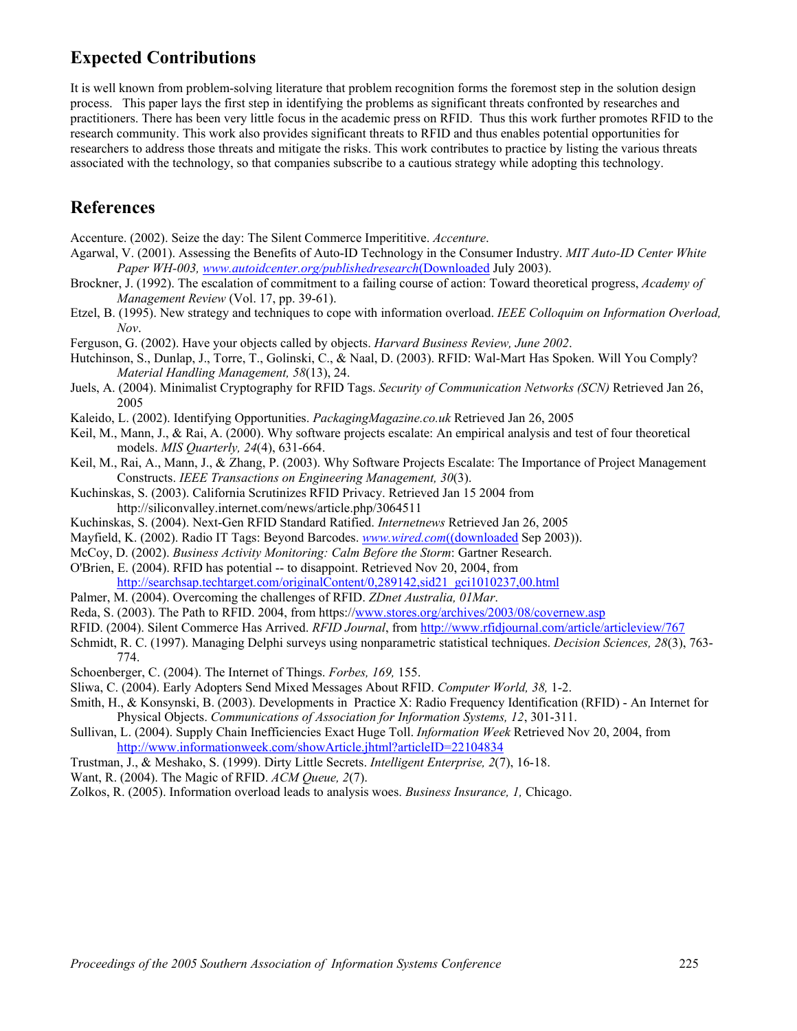## Expected Contributions

It is well known from problem-solving literature that problem recognition forms the foremost step in the solution design process. This paper lays the first step in identifying the problems as significant threats confronted by researches and practitioners. There has been very little focus in the academic press on RFID. Thus this work further promotes RFID to the research community. This work also provides significant threats to RFID and thus enables potential opportunities for researchers to address those threats and mitigate the risks. This work contributes to practice by listing the various threats associated with the technology, so that companies subscribe to a cautious strategy while adopting this technology.

## References

Accenture. (2002). Seize the day: The Silent Commerce Imperititive. *Accenture*.

Agarwal, V. (2001). Assessing the Benefits of Auto-ID Technology in the Consumer Industry. *MIT Auto-ID Center White Paper WH-003, www.autoidcenter.org/publishedresearch*(Downloaded July 2003).

Brockner, J. (1992). The escalation of commitment to a failing course of action: Toward theoretical progress, *Academy of Management Review* (Vol. 17, pp. 39-61).

Etzel, B. (1995). New strategy and techniques to cope with information overload. *IEEE Colloquim on Information Overload, Nov*.

Ferguson, G. (2002). Have your objects called by objects. *Harvard Business Review, June 2002*.

Hutchinson, S., Dunlap, J., Torre, T., Golinski, C., & Naal, D. (2003). RFID: Wal-Mart Has Spoken. Will You Comply? *Material Handling Management, 58*(13), 24.

Juels, A. (2004). Minimalist Cryptography for RFID Tags. *Security of Communication Networks (SCN)* Retrieved Jan 26, 2005

Kaleido, L. (2002). Identifying Opportunities. *PackagingMagazine.co.uk* Retrieved Jan 26, 2005

Keil, M., Mann, J., & Rai, A. (2000). Why software projects escalate: An empirical analysis and test of four theoretical models. *MIS Quarterly, 24*(4), 631-664.

Keil, M., Rai, A., Mann, J., & Zhang, P. (2003). Why Software Projects Escalate: The Importance of Project Management Constructs. *IEEE Transactions on Engineering Management, 30*(3).

Kuchinskas, S. (2003). California Scrutinizes RFID Privacy. Retrieved Jan 15 2004 from http://siliconvalley.internet.com/news/article.php/3064511

Kuchinskas, S. (2004). Next-Gen RFID Standard Ratified. *Internetnews* Retrieved Jan 26, 2005

Mayfield, K. (2002). Radio IT Tags: Beyond Barcodes. *www.wired.com*((downloaded Sep 2003)).

McCoy, D. (2002). *Business Activity Monitoring: Calm Before the Storm*: Gartner Research.

O'Brien, E. (2004). RFID has potential -- to disappoint. Retrieved Nov 20, 2004, from http://searchsap.techtarget.com/originalContent/0,289142,sid21_gci1010237,00.html

Palmer, M. (2004). Overcoming the challenges of RFID. *ZDnet Australia, 01Mar*.

Reda, S. (2003). The Path to RFID. 2004, from https://www.stores.org/archives/2003/08/covernew.asp

RFID. (2004). Silent Commerce Has Arrived. *RFID Journal*, from http://www.rfidjournal.com/article/articleview/767

Schmidt, R. C. (1997). Managing Delphi surveys using nonparametric statistical techniques. *Decision Sciences, 28*(3), 763-774.

Schoenberger, C. (2004). The Internet of Things. *Forbes, 169,* 155.

Sliwa, C. (2004). Early Adopters Send Mixed Messages About RFID. *Computer World, 38,* 1-2.

Smith, H., & Konsynski, B. (2003). Developments in Practice X: Radio Frequency Identification (RFID) - An Internet for Physical Objects. *Communications of Association for Information Systems, 12*, 301-311.

Sullivan, L. (2004). Supply Chain Inefficiencies Exact Huge Toll. *Information Week* Retrieved Nov 20, 2004, from http://www.informationweek.com/showArticle.jhtml?articleID=22104834

Trustman, J., & Meshako, S. (1999). Dirty Little Secrets. *Intelligent Enterprise, 2*(7), 16-18.

Want, R. (2004). The Magic of RFID. *ACM Queue, 2*(7).

Zolkos, R. (2005). Information overload leads to analysis woes. *Business Insurance, 1,* Chicago.